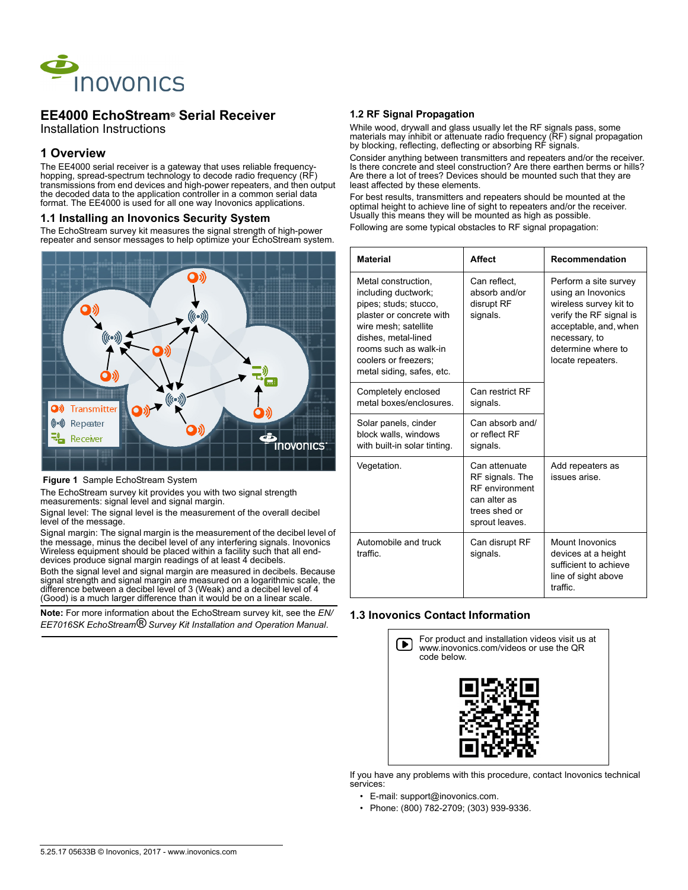# EE4000 EchoStream® Serial Receiver

Installation Instructions

## 1 Overview

The EE4000 serial receiver is a gateway that uses reliable frequency-hopping, spread-spectrum technology to decode radio frequency (RF) transmissions from end devices and high-power repeaters, and then output the decoded data to the application controller in a common serial data format. The EE4000 is used for all one way Inovonics applications.

### 1.1 Installing an Inovonics Security System

The EchoStream survey kit measures the signal strength of high-power repeater and sensor messages to help optimize your EchoStream system.

**Figure 1** Sample EchoStream System

The EchoStream survey kit provides you with two signal strength measurements: signal level and signal margin.

Signal level: The signal level is the measurement of the overall decibel level of the message.

Signal margin: The signal margin is the measurement of the decibel level of the message, minus the decibel level of any interfering signals. Inovonics Wireless equipment should be placed within a facility such that all end-devices produce signal margin readings of at least 4 decibels.

Both the signal level and signal margin are measured in decibels. Because signal strength and signal margin are measured on a logarithmic scale, the difference between a decibel level of 3 (Weak) and a decibel level of 4 (Good) is a much larger difference than it would be on a linear scale.

**Note:** For more information about the EchoStream survey kit, see the *EN/EE7016SK EchoStream® Survey Kit Installation and Operation Manual*.

### 1.2 RF Signal Propagation

While wood, drywall and glass usually let the RF signals pass, some materials may inhibit or attenuate radio frequency (RF) signal propagation by blocking, reflecting, deflecting or absorbing RF signals.

Consider anything between transmitters and repeaters and/or the receiver. Is there concrete and steel construction? Are there earthen berms or hills? Are there a lot of trees? Devices should be mounted such that they are least affected by these elements.

For best results, transmitters and repeaters should be mounted at the optimal height to achieve line of sight to repeaters and/or the receiver. Usually this means they will be mounted as high as possible.

Following are some typical obstacles to RF signal propagation:

| Material | Affect | Recommendation |
| --- | --- | --- |
| Metal construction, including ductwork; pipes; studs; stucco, plaster or concrete with wire mesh; satellite dishes, metal-lined rooms such as walk-in coolers or freezers; metal siding, safes, etc. | Can reflect, absorb and/or disrupt RF signals. | Perform a site survey using an Inovonics wireless survey kit to verify the RF signal is acceptable, and, when necessary, to determine where to locate repeaters. |
| Completely enclosed metal boxes/enclosures. | Can restrict RF signals. | |
| Solar panels, cinder block walls, windows with built-in solar tinting. | Can absorb and/ or reflect RF signals. | |
| Vegetation. | Can attenuate RF signals. The RF environment can alter as trees shed or sprout leaves. | Add repeaters as issues arise. |
| Automobile and truck traffic. | Can disrupt RF signals. | Mount Inovonics devices at a height sufficient to achieve line of sight above traffic. |

### 1.3 Inovonics Contact Information

For product and installation videos visit us at www.inovonics.com/videos or use the QR code below.

If you have any problems with this procedure, contact Inovonics technical services:

- E-mail: support@inovonics.com.
- Phone: (800) 782-2709; (303) 939-9336.

5.25.17 05633B © Inovonics, 2017 - www.inovonics.com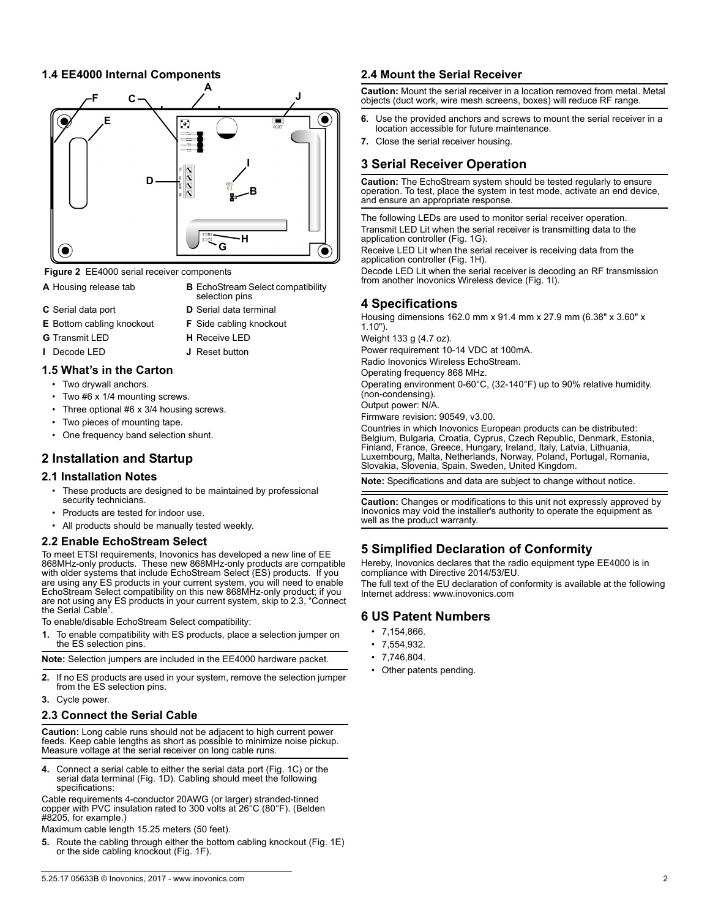### 1.4 EE4000 Internal Components

A
F C J
E
I
D
B
H
G

**Figure 2** EE4000 serial receiver components

| | |
|---|---|
| **A** Housing release tab | **B** EchoStream Select compatibility selection pins |
| **C** Serial data port | **D** Serial data terminal |
| **E** Bottom cabling knockout | **F** Side cabling knockout |
| **G** Transmit LED | **H** Receive LED |
| **I** Decode LED | **J** Reset button |

### 1.5 What's in the Carton

- Two drywall anchors.
- Two #6 x 1/4 mounting screws.
- Three optional #6 x 3/4 housing screws.
- Two pieces of mounting tape.
- One frequency band selection shunt.

## 2 Installation and Startup

### 2.1 Installation Notes

- These products are designed to be maintained by professional security technicians.
- Products are tested for indoor use.
- All products should be manually tested weekly.

### 2.2 Enable EchoStream Select

To meet ETSI requirements, Inovonics has developed a new line of EE 868MHz-only products. These new 868MHz-only products are compatible with older systems that include EchoStream Select (ES) products. If you are using any ES products in your current system, you will need to enable EchoStream Select compatibility on this new 868MHz-only product; if you are not using any ES products in your current system, skip to 2.3, "Connect the Serial Cable".

To enable/disable EchoStream Select compatibility:

1. To enable compatibility with ES products, place a selection jumper on the ES selection pins.

**Note:** Selection jumpers are included in the EE4000 hardware packet.

2. If no ES products are used in your system, remove the selection jumper from the ES selection pins.
3. Cycle power.

### 2.3 Connect the Serial Cable

**Caution:** Long cable runs should not be adjacent to high current power feeds. Keep cable lengths as short as possible to minimize noise pickup. Measure voltage at the serial receiver on long cable runs.

4. Connect a serial cable to either the serial data port (Fig. 1C) or the serial data terminal (Fig. 1D). Cabling should meet the following specifications:

Cable requirements 4-conductor 20AWG (or larger) stranded-tinned copper with PVC insulation rated to 300 volts at 26°C (80°F). (Belden #8205, for example.)

Maximum cable length 15.25 meters (50 feet).

5. Route the cabling through either the bottom cabling knockout (Fig. 1E) or the side cabling knockout (Fig. 1F).

### 2.4 Mount the Serial Receiver

**Caution:** Mount the serial receiver in a location removed from metal. Metal objects (duct work, wire mesh screens, boxes) will reduce RF range.

6. Use the provided anchors and screws to mount the serial receiver in a location accessible for future maintenance.
7. Close the serial receiver housing.

## 3 Serial Receiver Operation

**Caution:** The EchoStream system should be tested regularly to ensure operation. To test, place the system in test mode, activate an end device, and ensure an appropriate response.

The following LEDs are used to monitor serial receiver operation.

Transmit LED Lit when the serial receiver is transmitting data to the application controller (Fig. 1G).

Receive LED Lit when the serial receiver is receiving data from the application controller (Fig. 1H).

Decode LED Lit when the serial receiver is decoding an RF transmission from another Inovonics Wireless device (Fig. 1I).

## 4 Specifications

Housing dimensions 162.0 mm x 91.4 mm x 27.9 mm (6.38" x 3.60" x 1.10").

Weight 133 g (4.7 oz).

Power requirement 10-14 VDC at 100mA.

Radio Inovonics Wireless EchoStream.

Operating frequency 868 MHz.

Operating environment 0-60°C, (32-140°F) up to 90% relative humidity. (non-condensing).

Output power: N/A.

Firmware revision: 90549, v3.00.

Countries in which Inovonics European products can be distributed: Belgium, Bulgaria, Croatia, Cyprus, Czech Republic, Denmark, Estonia, Finland, France, Greece, Hungary, Ireland, Italy, Latvia, Lithuania, Luxembourg, Malta, Netherlands, Norway, Poland, Portugal, Romania, Slovakia, Slovenia, Spain, Sweden, United Kingdom.

**Note:** Specifications and data are subject to change without notice.

**Caution:** Changes or modifications to this unit not expressly approved by Inovonics may void the installer's authority to operate the equipment as well as the product warranty.

## 5 Simplified Declaration of Conformity

Hereby, Inovonics declares that the radio equipment type EE4000 is in compliance with Directive 2014/53/EU.

The full text of the EU declaration of conformity is available at the following Internet address: www.inovonics.com

## 6 US Patent Numbers

- 7,154,866.
- 7,554,932.
- 7,746,804.
- Other patents pending.

5.25.17 05633B © Inovonics, 2017 - www.inovonics.com